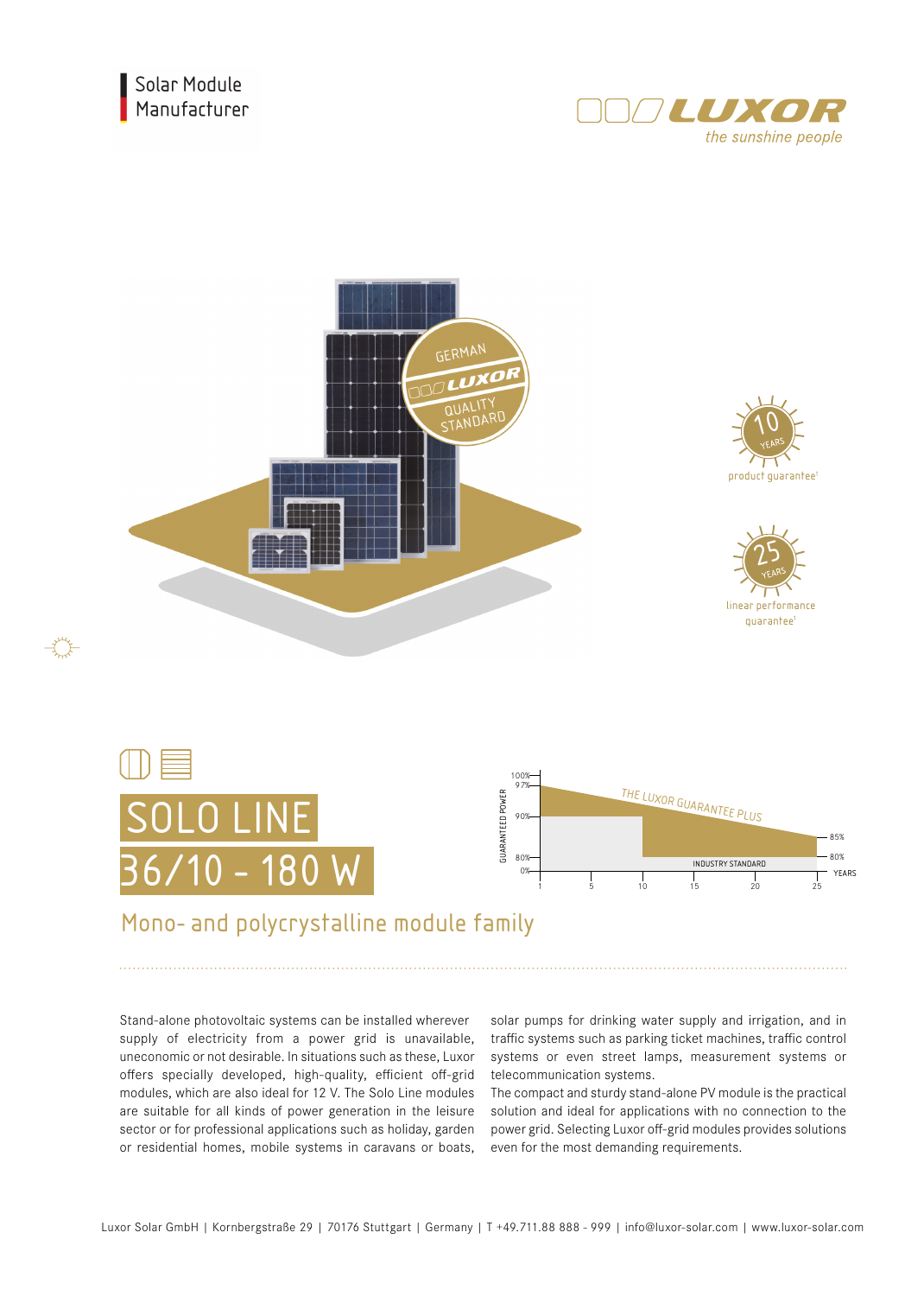Solar Module Manufacturer

LUXOR
*the sunshine people*

GERMAN LUXOR QUALITY STANDARD

10 YEARS
product guarantee[1]

25 YEARS
linear performance guarantee[1]

# SOLO LINE
# 36/10 - 180 W

THE LUXOR GUARANTEE PLUS

INDUSTRY STANDARD

## Mono- and polycrystalline module family

Stand-alone photovoltaic systems can be installed wherever supply of electricity from a power grid is unavailable, uneconomic or not desirable. In situations such as these, Luxor offers specially developed, high-quality, efficient off-grid modules, which are also ideal for 12 V. The Solo Line modules are suitable for all kinds of power generation in the leisure sector or for professional applications such as holiday, garden or residential homes, mobile systems in caravans or boats, solar pumps for drinking water supply and irrigation, and in traffic systems such as parking ticket machines, traffic control systems or even street lamps, measurement systems or telecommunication systems.

The compact and sturdy stand-alone PV module is the practical solution and ideal for applications with no connection to the power grid. Selecting Luxor off-grid modules provides solutions even for the most demanding requirements.

Luxor Solar GmbH | Kornbergstraße 29 | 70176 Stuttgart | Germany | T +49.711.88 888 - 999 | info@luxor-solar.com | www.luxor-solar.com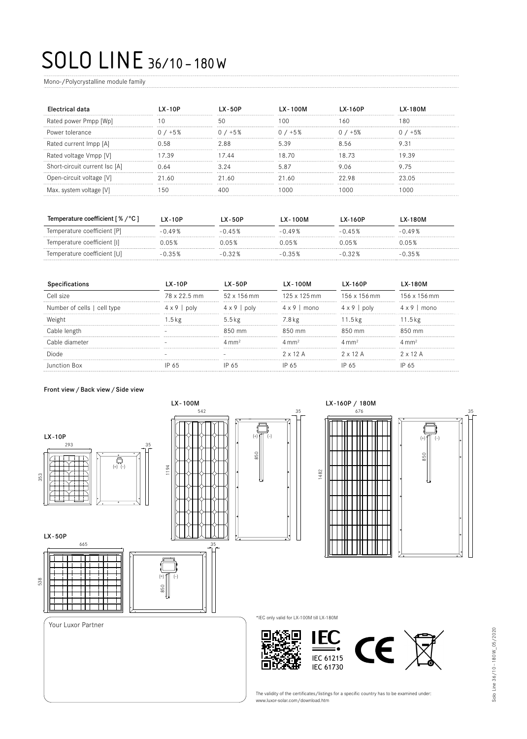# SOLO LINE 36/10 – 180 W

Mono-/Polycrystalline module family

| Electrical data | LX-10P | LX-50P | LX-100M | LX-160P | LX-180M |
|---|---|---|---|---|---|
| Rated power Pmpp [Wp] | 10 | 50 | 100 | 160 | 180 |
| Power tolerance | 0 / +5% | 0 / +5% | 0 / +5% | 0 / +5% | 0 / +5% |
| Rated current Impp [A] | 0.58 | 2.88 | 5.39 | 8.56 | 9.31 |
| Rated voltage Vmpp [V] | 17.39 | 17.44 | 18.70 | 18.73 | 19.39 |
| Short-circuit current Isc [A] | 0.64 | 3.24 | 5.87 | 9.06 | 9.75 |
| Open-circuit voltage [V] | 21.60 | 21.60 | 21.60 | 22.98 | 23.05 |
| Max. system voltage [V] | 150 | 400 | 1000 | 1000 | 1000 |

| Temperature coefficient [ % /°C ] | LX-10P | LX-50P | LX-100M | LX-160P | LX-180M |
|---|---|---|---|---|---|
| Temperature coefficient [P] | -0.49% | -0.45% | -0.49% | -0.45% | -0.49% |
| Temperature coefficient [I] | 0.05% | 0.05% | 0.05% | 0.05% | 0.05% |
| Temperature coefficient [U] | -0.35% | -0.32% | -0.35% | -0.32% | -0.35% |

| Specifications | LX-10P | LX-50P | LX-100M | LX-160P | LX-180M |
|---|---|---|---|---|---|
| Cell size | 78 x 22.5 mm | 52 x 156 mm | 125 x 125 mm | 156 x 156 mm | 156 x 156 mm |
| Number of cells \| cell type | 4 x 9 \| poly | 4 x 9 \| poly | 4 x 9 \| mono | 4 x 9 \| poly | 4 x 9 \| mono |
| Weight | 1.5 kg | 5.5 kg | 7.8 kg | 11.5 kg | 11.5 kg |
| Cable length | – | 850 mm | 850 mm | 850 mm | 850 mm |
| Cable diameter | – | 4 mm² | 4 mm² | 4 mm² | 4 mm² |
| Diode | – | – | 2 x 12 A | 2 x 12 A | 2 x 12 A |
| Junction Box | IP 65 | IP 65 | IP 65 | IP 65 | IP 65 |

**Front view / Back view / Side view**

LX-10P
293
353
35
(+) (-)

LX-100M
542
1194
35
850
(+) (-)

LX-160P / 180M
676
1482
35
850
(+) (-)

LX-50P
665
538
35
850
(+) (-)

Your Luxor Partner

*IEC only valid for LX-100M till LX-180M

IEC 61215
IEC 61730

The validity of the certificates/listings for a specific country has to be examined under: www.luxor-solar.com/download.htm

Solo Line 36/10 - 180W_05/2020